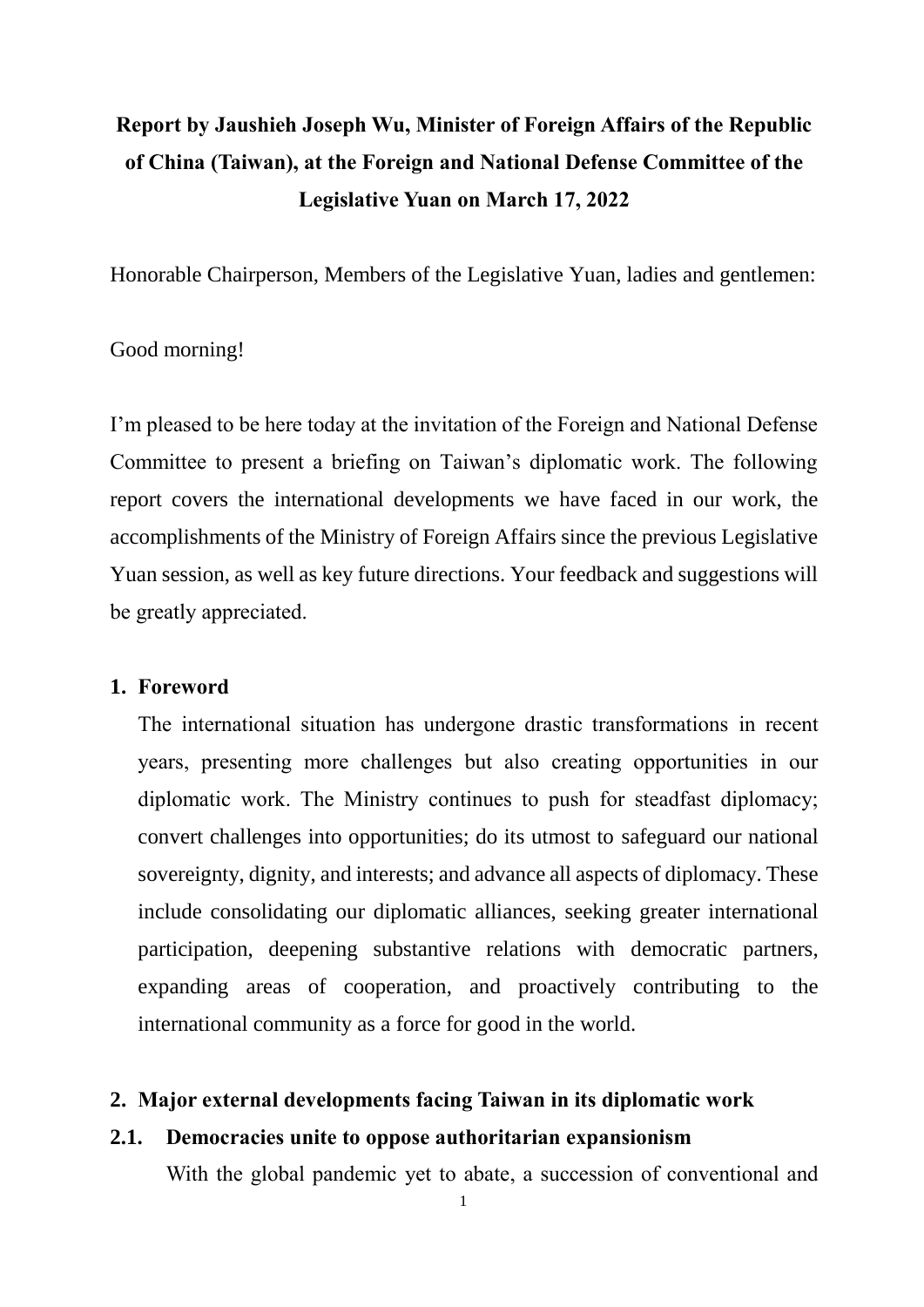# Report by Jaushieh Joseph Wu, Minister of Foreign Affairs of the Republic of China (Taiwan), at the Foreign and National Defense Committee of the Legislative Yuan on March 17, 2022

Honorable Chairperson, Members of the Legislative Yuan, ladies and gentlemen:

Good morning!

I'm pleased to be here today at the invitation of the Foreign and National Defense Committee to present a briefing on Taiwan's diplomatic work. The following report covers the international developments we have faced in our work, the accomplishments of the Ministry of Foreign Affairs since the previous Legislative Yuan session, as well as key future directions. Your feedback and suggestions will be greatly appreciated.

## 1. Foreword

The international situation has undergone drastic transformations in recent years, presenting more challenges but also creating opportunities in our diplomatic work. The Ministry continues to push for steadfast diplomacy; convert challenges into opportunities; do its utmost to safeguard our national sovereignty, dignity, and interests; and advance all aspects of diplomacy. These include consolidating our diplomatic alliances, seeking greater international participation, deepening substantive relations with democratic partners, expanding areas of cooperation, and proactively contributing to the international community as a force for good in the world.

## 2. Major external developments facing Taiwan in its diplomatic work

### 2.1. Democracies unite to oppose authoritarian expansionism

With the global pandemic yet to abate, a succession of conventional and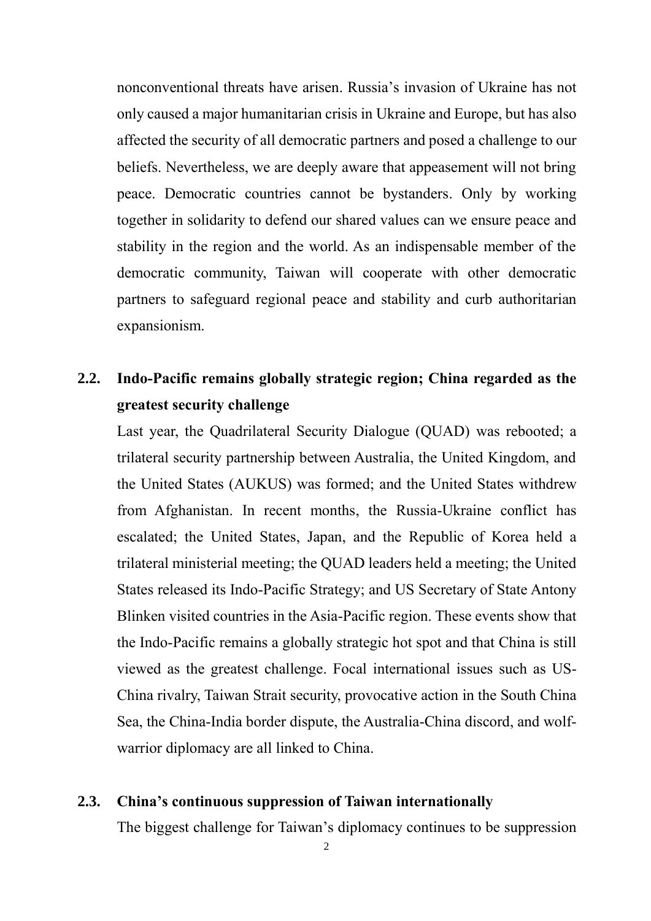nonconventional threats have arisen. Russia's invasion of Ukraine has not only caused a major humanitarian crisis in Ukraine and Europe, but has also affected the security of all democratic partners and posed a challenge to our beliefs. Nevertheless, we are deeply aware that appeasement will not bring peace. Democratic countries cannot be bystanders. Only by working together in solidarity to defend our shared values can we ensure peace and stability in the region and the world. As an indispensable member of the democratic community, Taiwan will cooperate with other democratic partners to safeguard regional peace and stability and curb authoritarian expansionism.

### 2.2. Indo-Pacific remains globally strategic region; China regarded as the greatest security challenge

Last year, the Quadrilateral Security Dialogue (QUAD) was rebooted; a trilateral security partnership between Australia, the United Kingdom, and the United States (AUKUS) was formed; and the United States withdrew from Afghanistan. In recent months, the Russia-Ukraine conflict has escalated; the United States, Japan, and the Republic of Korea held a trilateral ministerial meeting; the QUAD leaders held a meeting; the United States released its Indo-Pacific Strategy; and US Secretary of State Antony Blinken visited countries in the Asia-Pacific region. These events show that the Indo-Pacific remains a globally strategic hot spot and that China is still viewed as the greatest challenge. Focal international issues such as US-China rivalry, Taiwan Strait security, provocative action in the South China Sea, the China-India border dispute, the Australia-China discord, and wolf-warrior diplomacy are all linked to China.

### 2.3. China's continuous suppression of Taiwan internationally

The biggest challenge for Taiwan's diplomacy continues to be suppression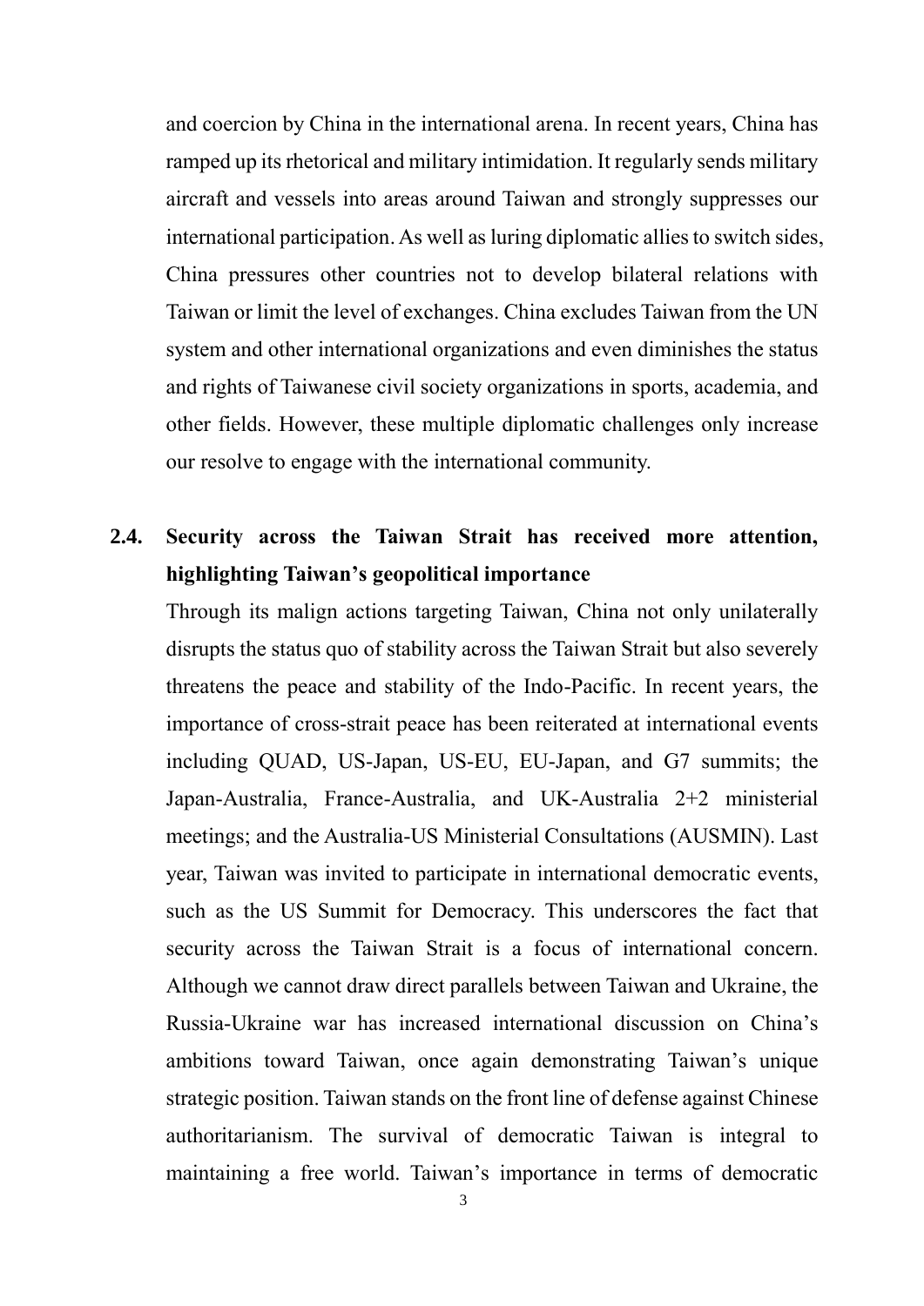and coercion by China in the international arena. In recent years, China has ramped up its rhetorical and military intimidation. It regularly sends military aircraft and vessels into areas around Taiwan and strongly suppresses our international participation. As well as luring diplomatic allies to switch sides, China pressures other countries not to develop bilateral relations with Taiwan or limit the level of exchanges. China excludes Taiwan from the UN system and other international organizations and even diminishes the status and rights of Taiwanese civil society organizations in sports, academia, and other fields. However, these multiple diplomatic challenges only increase our resolve to engage with the international community.

### 2.4. Security across the Taiwan Strait has received more attention, highlighting Taiwan's geopolitical importance

Through its malign actions targeting Taiwan, China not only unilaterally disrupts the status quo of stability across the Taiwan Strait but also severely threatens the peace and stability of the Indo-Pacific. In recent years, the importance of cross-strait peace has been reiterated at international events including QUAD, US-Japan, US-EU, EU-Japan, and G7 summits; the Japan-Australia, France-Australia, and UK-Australia 2+2 ministerial meetings; and the Australia-US Ministerial Consultations (AUSMIN). Last year, Taiwan was invited to participate in international democratic events, such as the US Summit for Democracy. This underscores the fact that security across the Taiwan Strait is a focus of international concern. Although we cannot draw direct parallels between Taiwan and Ukraine, the Russia-Ukraine war has increased international discussion on China's ambitions toward Taiwan, once again demonstrating Taiwan's unique strategic position. Taiwan stands on the front line of defense against Chinese authoritarianism. The survival of democratic Taiwan is integral to maintaining a free world. Taiwan's importance in terms of democratic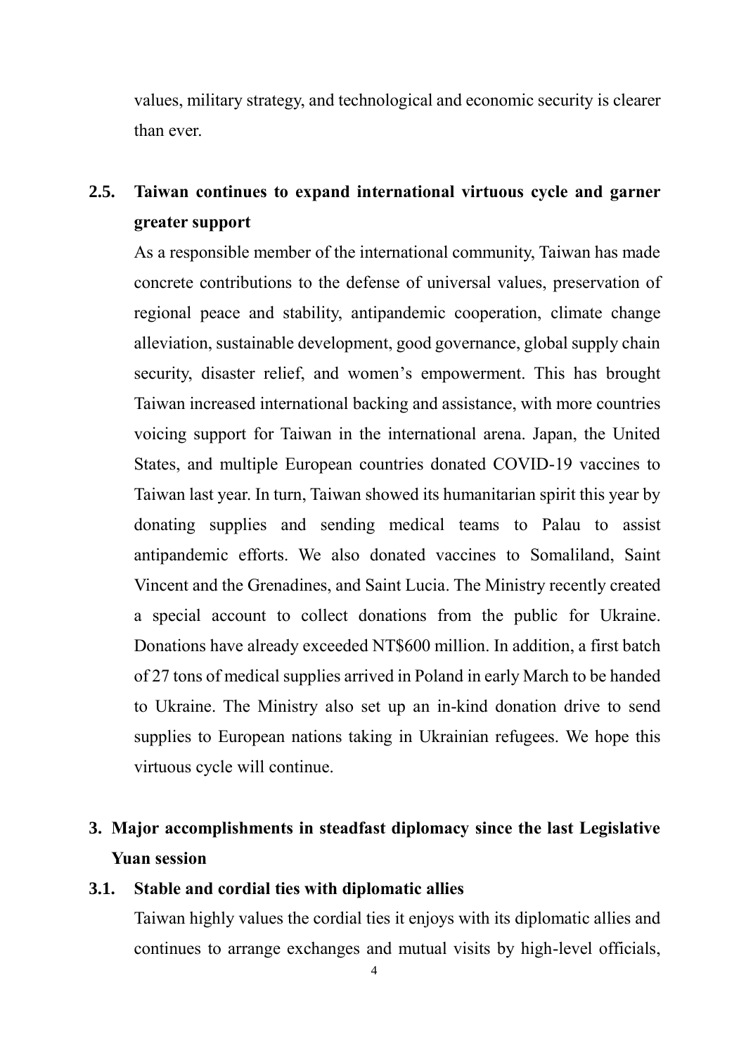values, military strategy, and technological and economic security is clearer than ever.

### 2.5. Taiwan continues to expand international virtuous cycle and garner greater support

As a responsible member of the international community, Taiwan has made concrete contributions to the defense of universal values, preservation of regional peace and stability, antipandemic cooperation, climate change alleviation, sustainable development, good governance, global supply chain security, disaster relief, and women's empowerment. This has brought Taiwan increased international backing and assistance, with more countries voicing support for Taiwan in the international arena. Japan, the United States, and multiple European countries donated COVID-19 vaccines to Taiwan last year. In turn, Taiwan showed its humanitarian spirit this year by donating supplies and sending medical teams to Palau to assist antipandemic efforts. We also donated vaccines to Somaliland, Saint Vincent and the Grenadines, and Saint Lucia. The Ministry recently created a special account to collect donations from the public for Ukraine. Donations have already exceeded NT$600 million. In addition, a first batch of 27 tons of medical supplies arrived in Poland in early March to be handed to Ukraine. The Ministry also set up an in-kind donation drive to send supplies to European nations taking in Ukrainian refugees. We hope this virtuous cycle will continue.

## 3. Major accomplishments in steadfast diplomacy since the last Legislative Yuan session

### 3.1. Stable and cordial ties with diplomatic allies

Taiwan highly values the cordial ties it enjoys with its diplomatic allies and continues to arrange exchanges and mutual visits by high-level officials,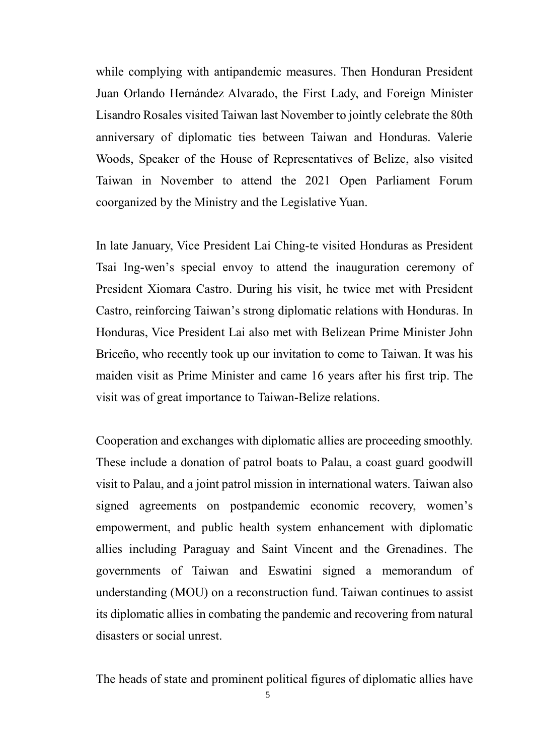while complying with antipandemic measures. Then Honduran President Juan Orlando Hernández Alvarado, the First Lady, and Foreign Minister Lisandro Rosales visited Taiwan last November to jointly celebrate the 80th anniversary of diplomatic ties between Taiwan and Honduras. Valerie Woods, Speaker of the House of Representatives of Belize, also visited Taiwan in November to attend the 2021 Open Parliament Forum coorganized by the Ministry and the Legislative Yuan.

In late January, Vice President Lai Ching-te visited Honduras as President Tsai Ing-wen's special envoy to attend the inauguration ceremony of President Xiomara Castro. During his visit, he twice met with President Castro, reinforcing Taiwan's strong diplomatic relations with Honduras. In Honduras, Vice President Lai also met with Belizean Prime Minister John Briceño, who recently took up our invitation to come to Taiwan. It was his maiden visit as Prime Minister and came 16 years after his first trip. The visit was of great importance to Taiwan-Belize relations.

Cooperation and exchanges with diplomatic allies are proceeding smoothly. These include a donation of patrol boats to Palau, a coast guard goodwill visit to Palau, and a joint patrol mission in international waters. Taiwan also signed agreements on postpandemic economic recovery, women's empowerment, and public health system enhancement with diplomatic allies including Paraguay and Saint Vincent and the Grenadines. The governments of Taiwan and Eswatini signed a memorandum of understanding (MOU) on a reconstruction fund. Taiwan continues to assist its diplomatic allies in combating the pandemic and recovering from natural disasters or social unrest.

The heads of state and prominent political figures of diplomatic allies have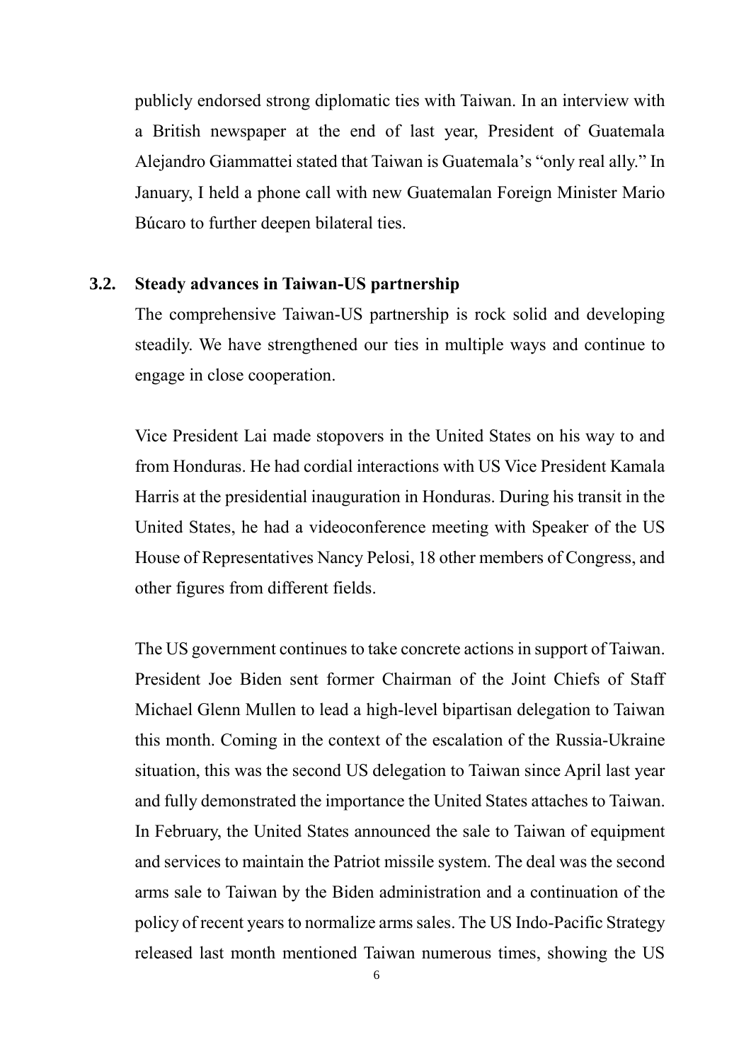publicly endorsed strong diplomatic ties with Taiwan. In an interview with a British newspaper at the end of last year, President of Guatemala Alejandro Giammattei stated that Taiwan is Guatemala's "only real ally." In January, I held a phone call with new Guatemalan Foreign Minister Mario Búcaro to further deepen bilateral ties.

### 3.2. Steady advances in Taiwan-US partnership

The comprehensive Taiwan-US partnership is rock solid and developing steadily. We have strengthened our ties in multiple ways and continue to engage in close cooperation.

Vice President Lai made stopovers in the United States on his way to and from Honduras. He had cordial interactions with US Vice President Kamala Harris at the presidential inauguration in Honduras. During his transit in the United States, he had a videoconference meeting with Speaker of the US House of Representatives Nancy Pelosi, 18 other members of Congress, and other figures from different fields.

The US government continues to take concrete actions in support of Taiwan. President Joe Biden sent former Chairman of the Joint Chiefs of Staff Michael Glenn Mullen to lead a high-level bipartisan delegation to Taiwan this month. Coming in the context of the escalation of the Russia-Ukraine situation, this was the second US delegation to Taiwan since April last year and fully demonstrated the importance the United States attaches to Taiwan. In February, the United States announced the sale to Taiwan of equipment and services to maintain the Patriot missile system. The deal was the second arms sale to Taiwan by the Biden administration and a continuation of the policy of recent years to normalize arms sales. The US Indo-Pacific Strategy released last month mentioned Taiwan numerous times, showing the US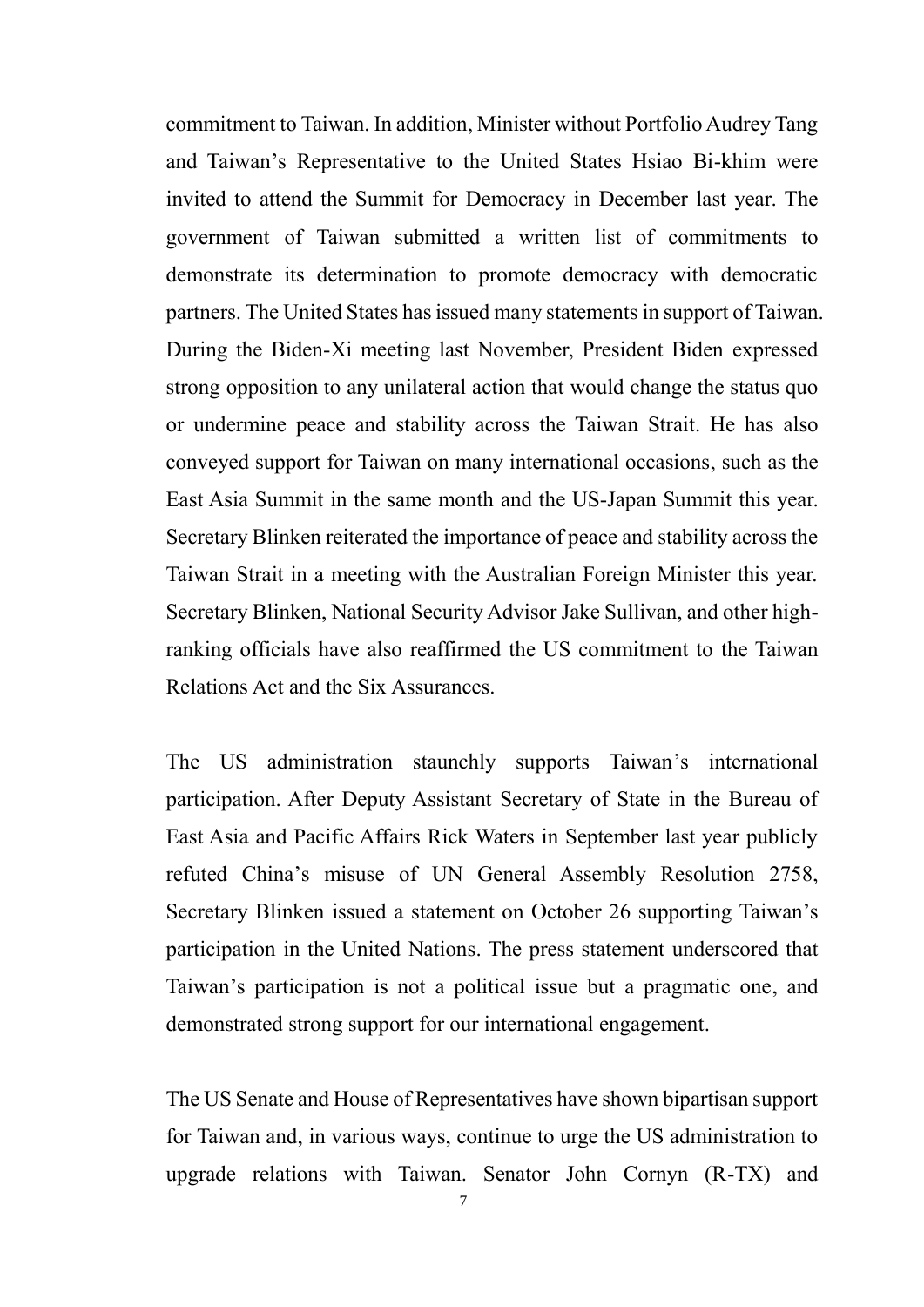commitment to Taiwan. In addition, Minister without Portfolio Audrey Tang and Taiwan's Representative to the United States Hsiao Bi-khim were invited to attend the Summit for Democracy in December last year. The government of Taiwan submitted a written list of commitments to demonstrate its determination to promote democracy with democratic partners. The United States has issued many statements in support of Taiwan. During the Biden-Xi meeting last November, President Biden expressed strong opposition to any unilateral action that would change the status quo or undermine peace and stability across the Taiwan Strait. He has also conveyed support for Taiwan on many international occasions, such as the East Asia Summit in the same month and the US-Japan Summit this year. Secretary Blinken reiterated the importance of peace and stability across the Taiwan Strait in a meeting with the Australian Foreign Minister this year. Secretary Blinken, National Security Advisor Jake Sullivan, and other high-ranking officials have also reaffirmed the US commitment to the Taiwan Relations Act and the Six Assurances.

The US administration staunchly supports Taiwan's international participation. After Deputy Assistant Secretary of State in the Bureau of East Asia and Pacific Affairs Rick Waters in September last year publicly refuted China's misuse of UN General Assembly Resolution 2758, Secretary Blinken issued a statement on October 26 supporting Taiwan's participation in the United Nations. The press statement underscored that Taiwan's participation is not a political issue but a pragmatic one, and demonstrated strong support for our international engagement.

The US Senate and House of Representatives have shown bipartisan support for Taiwan and, in various ways, continue to urge the US administration to upgrade relations with Taiwan. Senator John Cornyn (R-TX) and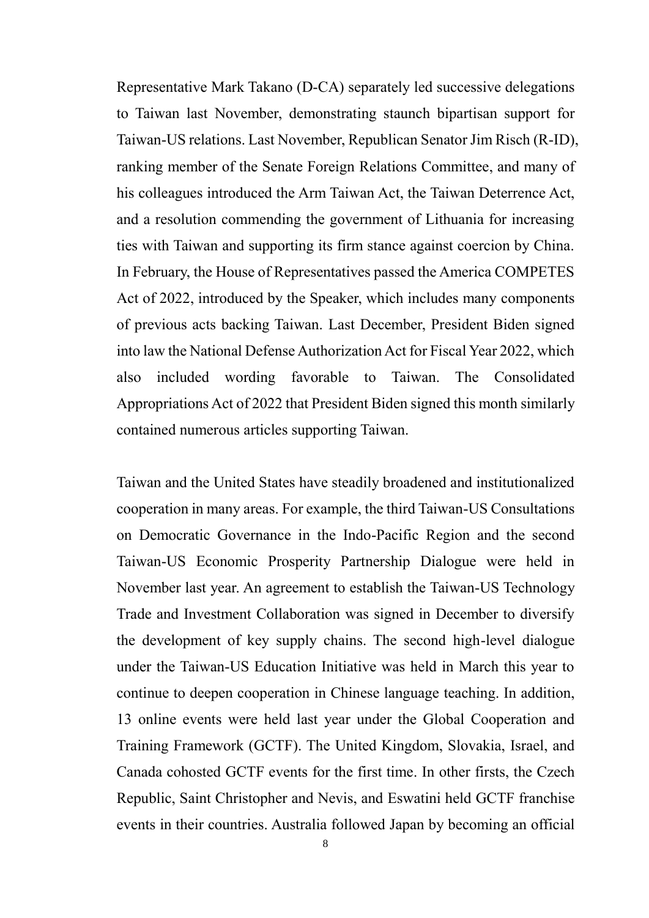Representative Mark Takano (D-CA) separately led successive delegations to Taiwan last November, demonstrating staunch bipartisan support for Taiwan-US relations. Last November, Republican Senator Jim Risch (R-ID), ranking member of the Senate Foreign Relations Committee, and many of his colleagues introduced the Arm Taiwan Act, the Taiwan Deterrence Act, and a resolution commending the government of Lithuania for increasing ties with Taiwan and supporting its firm stance against coercion by China. In February, the House of Representatives passed the America COMPETES Act of 2022, introduced by the Speaker, which includes many components of previous acts backing Taiwan. Last December, President Biden signed into law the National Defense Authorization Act for Fiscal Year 2022, which also included wording favorable to Taiwan. The Consolidated Appropriations Act of 2022 that President Biden signed this month similarly contained numerous articles supporting Taiwan.

Taiwan and the United States have steadily broadened and institutionalized cooperation in many areas. For example, the third Taiwan-US Consultations on Democratic Governance in the Indo-Pacific Region and the second Taiwan-US Economic Prosperity Partnership Dialogue were held in November last year. An agreement to establish the Taiwan-US Technology Trade and Investment Collaboration was signed in December to diversify the development of key supply chains. The second high-level dialogue under the Taiwan-US Education Initiative was held in March this year to continue to deepen cooperation in Chinese language teaching. In addition, 13 online events were held last year under the Global Cooperation and Training Framework (GCTF). The United Kingdom, Slovakia, Israel, and Canada cohosted GCTF events for the first time. In other firsts, the Czech Republic, Saint Christopher and Nevis, and Eswatini held GCTF franchise events in their countries. Australia followed Japan by becoming an official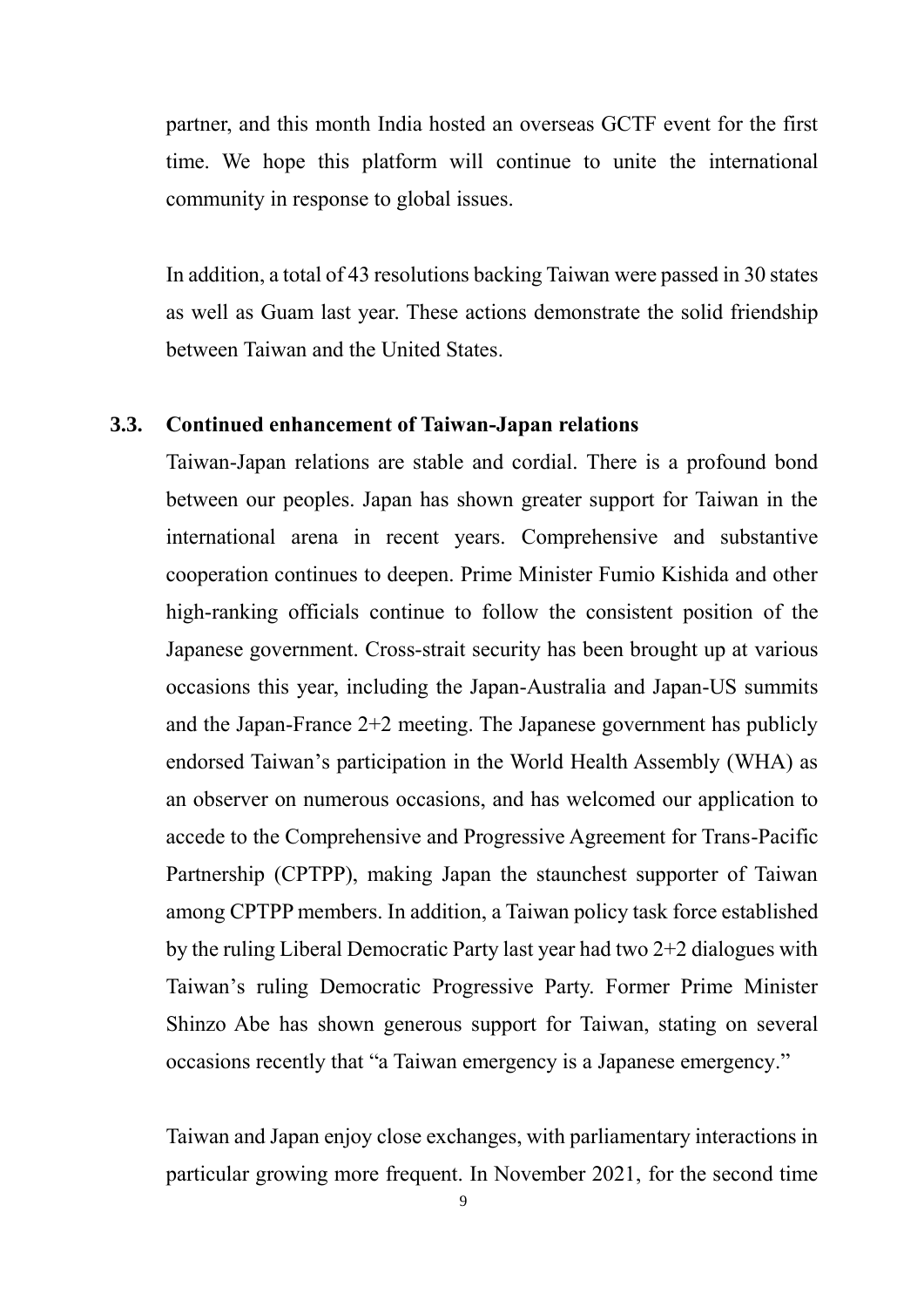partner, and this month India hosted an overseas GCTF event for the first time. We hope this platform will continue to unite the international community in response to global issues.

In addition, a total of 43 resolutions backing Taiwan were passed in 30 states as well as Guam last year. These actions demonstrate the solid friendship between Taiwan and the United States.

### 3.3. Continued enhancement of Taiwan-Japan relations

Taiwan-Japan relations are stable and cordial. There is a profound bond between our peoples. Japan has shown greater support for Taiwan in the international arena in recent years. Comprehensive and substantive cooperation continues to deepen. Prime Minister Fumio Kishida and other high-ranking officials continue to follow the consistent position of the Japanese government. Cross-strait security has been brought up at various occasions this year, including the Japan-Australia and Japan-US summits and the Japan-France 2+2 meeting. The Japanese government has publicly endorsed Taiwan's participation in the World Health Assembly (WHA) as an observer on numerous occasions, and has welcomed our application to accede to the Comprehensive and Progressive Agreement for Trans-Pacific Partnership (CPTPP), making Japan the staunchest supporter of Taiwan among CPTPP members. In addition, a Taiwan policy task force established by the ruling Liberal Democratic Party last year had two 2+2 dialogues with Taiwan's ruling Democratic Progressive Party. Former Prime Minister Shinzo Abe has shown generous support for Taiwan, stating on several occasions recently that "a Taiwan emergency is a Japanese emergency."

Taiwan and Japan enjoy close exchanges, with parliamentary interactions in particular growing more frequent. In November 2021, for the second time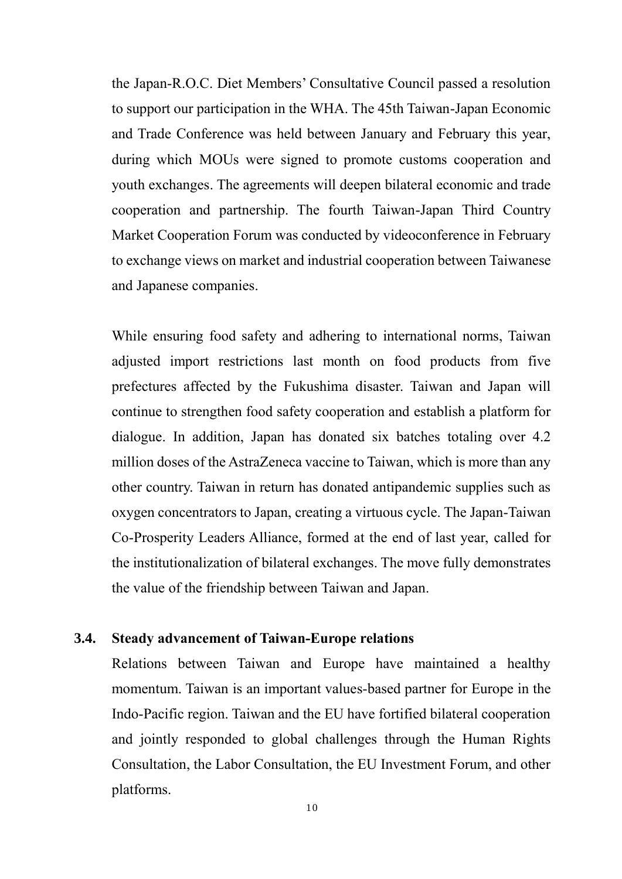the Japan-R.O.C. Diet Members' Consultative Council passed a resolution to support our participation in the WHA. The 45th Taiwan-Japan Economic and Trade Conference was held between January and February this year, during which MOUs were signed to promote customs cooperation and youth exchanges. The agreements will deepen bilateral economic and trade cooperation and partnership. The fourth Taiwan-Japan Third Country Market Cooperation Forum was conducted by videoconference in February to exchange views on market and industrial cooperation between Taiwanese and Japanese companies.

While ensuring food safety and adhering to international norms, Taiwan adjusted import restrictions last month on food products from five prefectures affected by the Fukushima disaster. Taiwan and Japan will continue to strengthen food safety cooperation and establish a platform for dialogue. In addition, Japan has donated six batches totaling over 4.2 million doses of the AstraZeneca vaccine to Taiwan, which is more than any other country. Taiwan in return has donated antipandemic supplies such as oxygen concentrators to Japan, creating a virtuous cycle. The Japan-Taiwan Co-Prosperity Leaders Alliance, formed at the end of last year, called for the institutionalization of bilateral exchanges. The move fully demonstrates the value of the friendship between Taiwan and Japan.

### 3.4. Steady advancement of Taiwan-Europe relations

Relations between Taiwan and Europe have maintained a healthy momentum. Taiwan is an important values-based partner for Europe in the Indo-Pacific region. Taiwan and the EU have fortified bilateral cooperation and jointly responded to global challenges through the Human Rights Consultation, the Labor Consultation, the EU Investment Forum, and other platforms.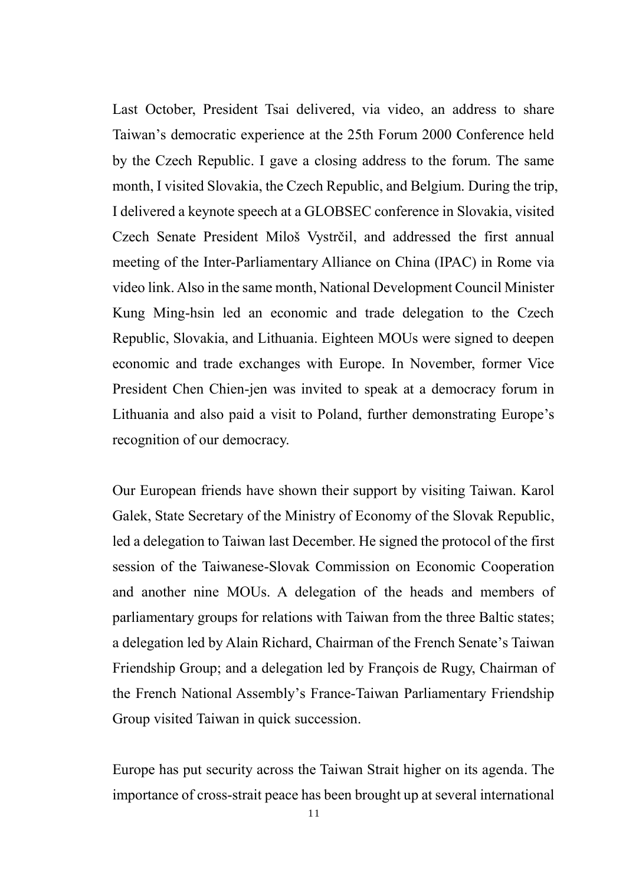Last October, President Tsai delivered, via video, an address to share Taiwan's democratic experience at the 25th Forum 2000 Conference held by the Czech Republic. I gave a closing address to the forum. The same month, I visited Slovakia, the Czech Republic, and Belgium. During the trip, I delivered a keynote speech at a GLOBSEC conference in Slovakia, visited Czech Senate President Miloš Vystrčil, and addressed the first annual meeting of the Inter-Parliamentary Alliance on China (IPAC) in Rome via video link. Also in the same month, National Development Council Minister Kung Ming-hsin led an economic and trade delegation to the Czech Republic, Slovakia, and Lithuania. Eighteen MOUs were signed to deepen economic and trade exchanges with Europe. In November, former Vice President Chen Chien-jen was invited to speak at a democracy forum in Lithuania and also paid a visit to Poland, further demonstrating Europe's recognition of our democracy.

Our European friends have shown their support by visiting Taiwan. Karol Galek, State Secretary of the Ministry of Economy of the Slovak Republic, led a delegation to Taiwan last December. He signed the protocol of the first session of the Taiwanese-Slovak Commission on Economic Cooperation and another nine MOUs. A delegation of the heads and members of parliamentary groups for relations with Taiwan from the three Baltic states; a delegation led by Alain Richard, Chairman of the French Senate's Taiwan Friendship Group; and a delegation led by François de Rugy, Chairman of the French National Assembly's France-Taiwan Parliamentary Friendship Group visited Taiwan in quick succession.

Europe has put security across the Taiwan Strait higher on its agenda. The importance of cross-strait peace has been brought up at several international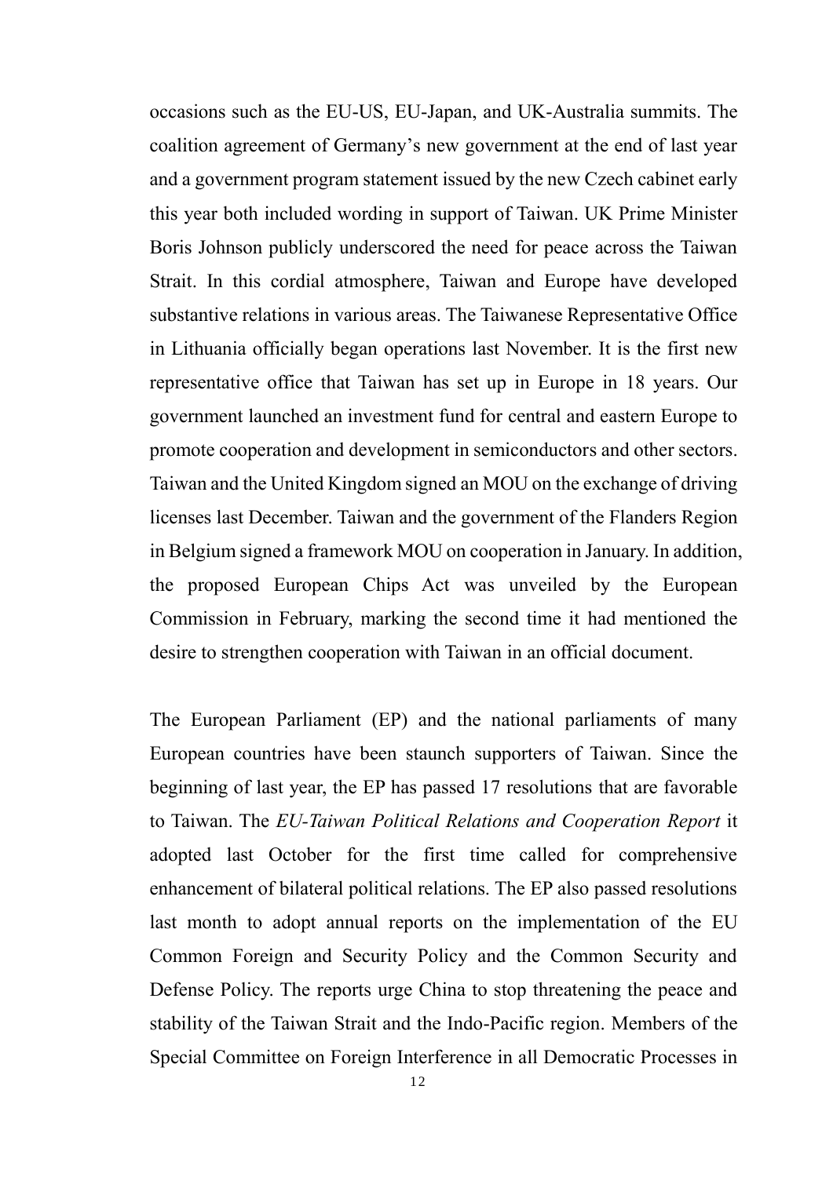occasions such as the EU-US, EU-Japan, and UK-Australia summits. The coalition agreement of Germany's new government at the end of last year and a government program statement issued by the new Czech cabinet early this year both included wording in support of Taiwan. UK Prime Minister Boris Johnson publicly underscored the need for peace across the Taiwan Strait. In this cordial atmosphere, Taiwan and Europe have developed substantive relations in various areas. The Taiwanese Representative Office in Lithuania officially began operations last November. It is the first new representative office that Taiwan has set up in Europe in 18 years. Our government launched an investment fund for central and eastern Europe to promote cooperation and development in semiconductors and other sectors. Taiwan and the United Kingdom signed an MOU on the exchange of driving licenses last December. Taiwan and the government of the Flanders Region in Belgium signed a framework MOU on cooperation in January. In addition, the proposed European Chips Act was unveiled by the European Commission in February, marking the second time it had mentioned the desire to strengthen cooperation with Taiwan in an official document.

The European Parliament (EP) and the national parliaments of many European countries have been staunch supporters of Taiwan. Since the beginning of last year, the EP has passed 17 resolutions that are favorable to Taiwan. The *EU-Taiwan Political Relations and Cooperation Report* it adopted last October for the first time called for comprehensive enhancement of bilateral political relations. The EP also passed resolutions last month to adopt annual reports on the implementation of the EU Common Foreign and Security Policy and the Common Security and Defense Policy. The reports urge China to stop threatening the peace and stability of the Taiwan Strait and the Indo-Pacific region. Members of the Special Committee on Foreign Interference in all Democratic Processes in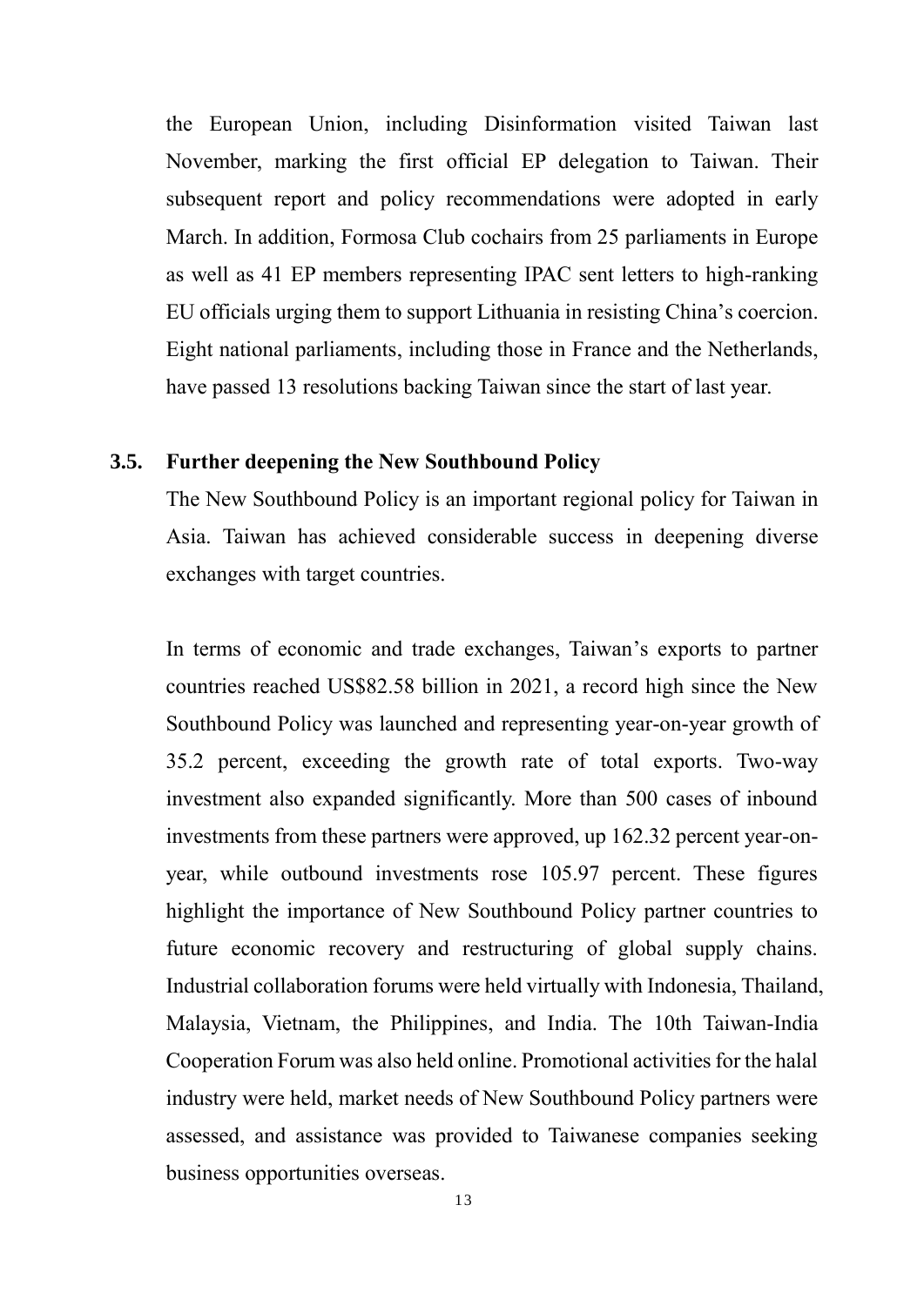the European Union, including Disinformation visited Taiwan last November, marking the first official EP delegation to Taiwan. Their subsequent report and policy recommendations were adopted in early March. In addition, Formosa Club cochairs from 25 parliaments in Europe as well as 41 EP members representing IPAC sent letters to high-ranking EU officials urging them to support Lithuania in resisting China's coercion. Eight national parliaments, including those in France and the Netherlands, have passed 13 resolutions backing Taiwan since the start of last year.

### 3.5. Further deepening the New Southbound Policy

The New Southbound Policy is an important regional policy for Taiwan in Asia. Taiwan has achieved considerable success in deepening diverse exchanges with target countries.

In terms of economic and trade exchanges, Taiwan's exports to partner countries reached US$82.58 billion in 2021, a record high since the New Southbound Policy was launched and representing year-on-year growth of 35.2 percent, exceeding the growth rate of total exports. Two-way investment also expanded significantly. More than 500 cases of inbound investments from these partners were approved, up 162.32 percent year-on-year, while outbound investments rose 105.97 percent. These figures highlight the importance of New Southbound Policy partner countries to future economic recovery and restructuring of global supply chains. Industrial collaboration forums were held virtually with Indonesia, Thailand, Malaysia, Vietnam, the Philippines, and India. The 10th Taiwan-India Cooperation Forum was also held online. Promotional activities for the halal industry were held, market needs of New Southbound Policy partners were assessed, and assistance was provided to Taiwanese companies seeking business opportunities overseas.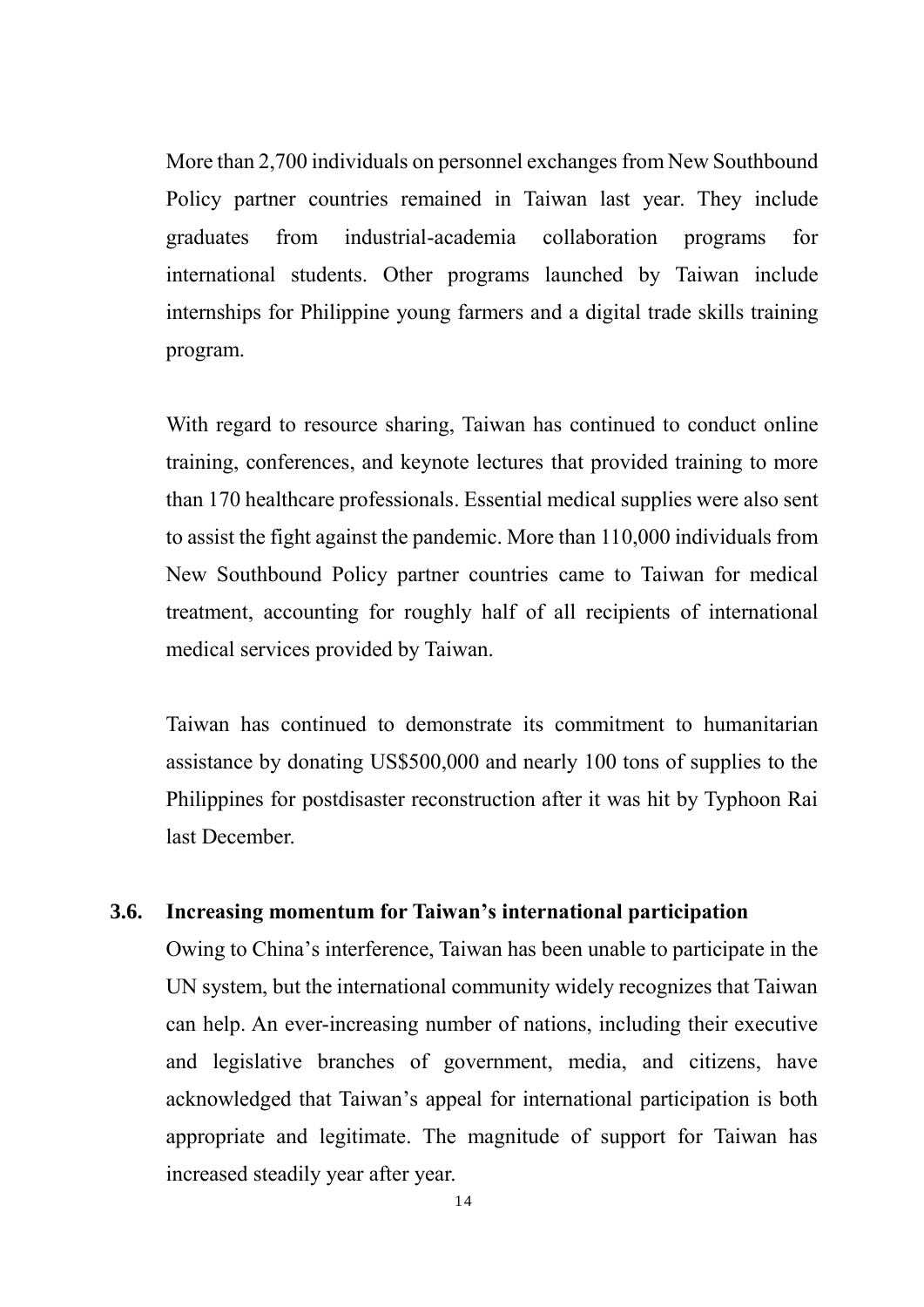More than 2,700 individuals on personnel exchanges from New Southbound Policy partner countries remained in Taiwan last year. They include graduates from industrial-academia collaboration programs for international students. Other programs launched by Taiwan include internships for Philippine young farmers and a digital trade skills training program.

With regard to resource sharing, Taiwan has continued to conduct online training, conferences, and keynote lectures that provided training to more than 170 healthcare professionals. Essential medical supplies were also sent to assist the fight against the pandemic. More than 110,000 individuals from New Southbound Policy partner countries came to Taiwan for medical treatment, accounting for roughly half of all recipients of international medical services provided by Taiwan.

Taiwan has continued to demonstrate its commitment to humanitarian assistance by donating US$500,000 and nearly 100 tons of supplies to the Philippines for postdisaster reconstruction after it was hit by Typhoon Rai last December.

### 3.6. Increasing momentum for Taiwan's international participation

Owing to China's interference, Taiwan has been unable to participate in the UN system, but the international community widely recognizes that Taiwan can help. An ever-increasing number of nations, including their executive and legislative branches of government, media, and citizens, have acknowledged that Taiwan's appeal for international participation is both appropriate and legitimate. The magnitude of support for Taiwan has increased steadily year after year.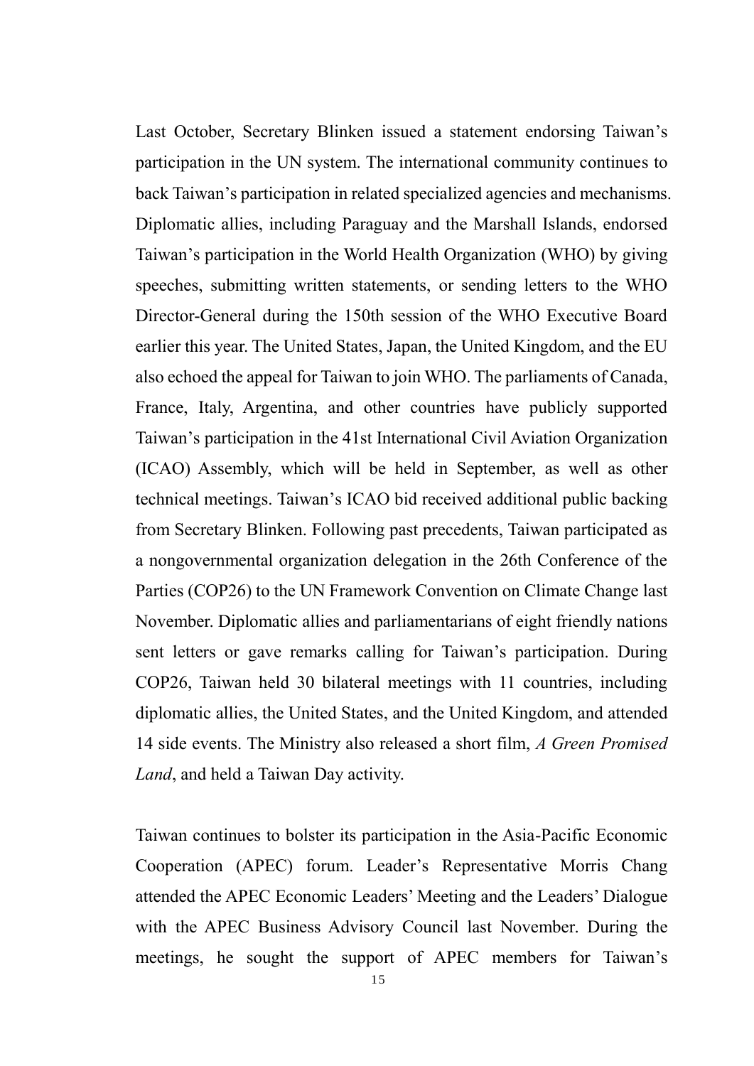Last October, Secretary Blinken issued a statement endorsing Taiwan's participation in the UN system. The international community continues to back Taiwan's participation in related specialized agencies and mechanisms. Diplomatic allies, including Paraguay and the Marshall Islands, endorsed Taiwan's participation in the World Health Organization (WHO) by giving speeches, submitting written statements, or sending letters to the WHO Director-General during the 150th session of the WHO Executive Board earlier this year. The United States, Japan, the United Kingdom, and the EU also echoed the appeal for Taiwan to join WHO. The parliaments of Canada, France, Italy, Argentina, and other countries have publicly supported Taiwan's participation in the 41st International Civil Aviation Organization (ICAO) Assembly, which will be held in September, as well as other technical meetings. Taiwan's ICAO bid received additional public backing from Secretary Blinken. Following past precedents, Taiwan participated as a nongovernmental organization delegation in the 26th Conference of the Parties (COP26) to the UN Framework Convention on Climate Change last November. Diplomatic allies and parliamentarians of eight friendly nations sent letters or gave remarks calling for Taiwan's participation. During COP26, Taiwan held 30 bilateral meetings with 11 countries, including diplomatic allies, the United States, and the United Kingdom, and attended 14 side events. The Ministry also released a short film, *A Green Promised Land*, and held a Taiwan Day activity.

Taiwan continues to bolster its participation in the Asia-Pacific Economic Cooperation (APEC) forum. Leader's Representative Morris Chang attended the APEC Economic Leaders' Meeting and the Leaders' Dialogue with the APEC Business Advisory Council last November. During the meetings, he sought the support of APEC members for Taiwan's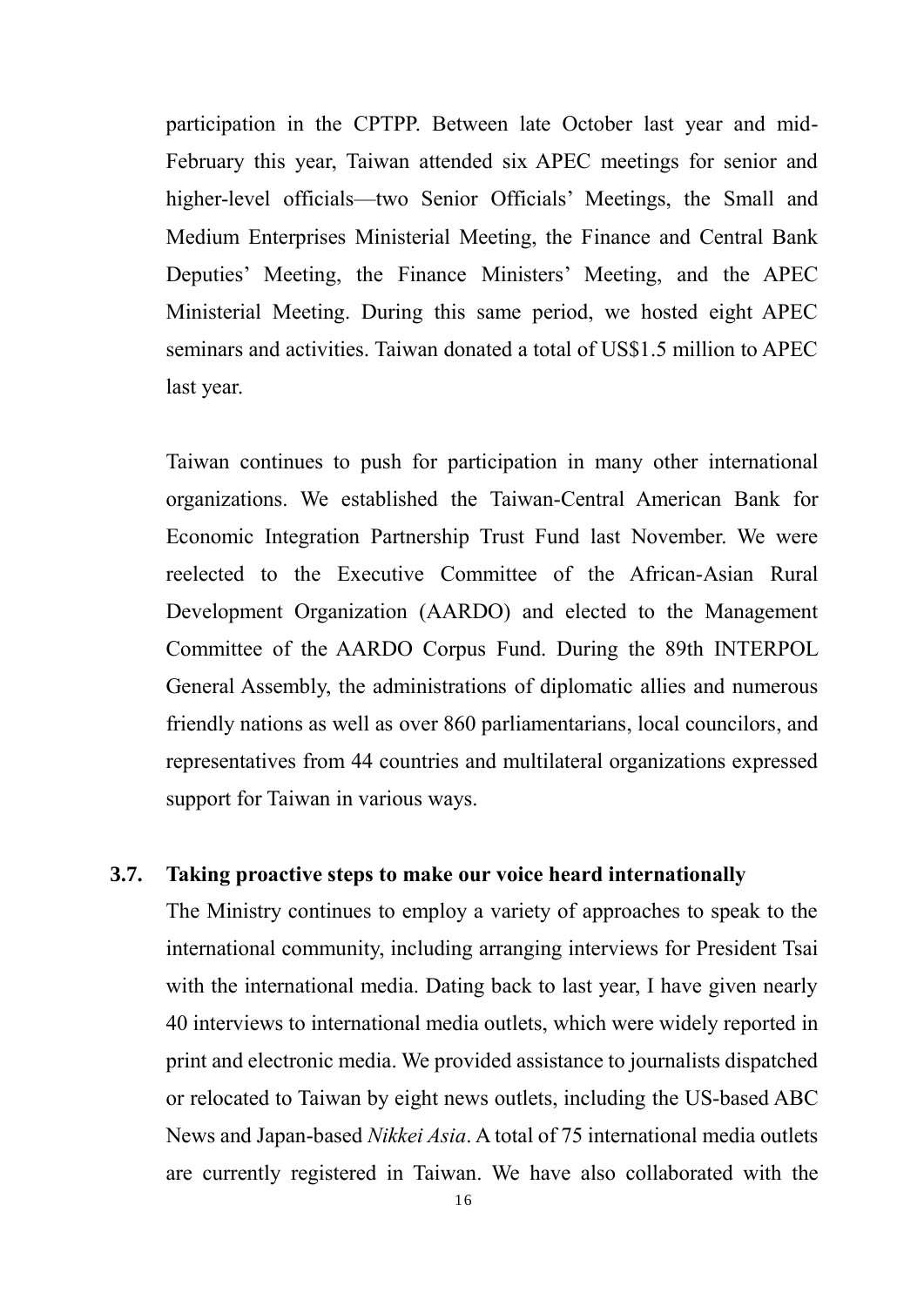participation in the CPTPP. Between late October last year and mid-February this year, Taiwan attended six APEC meetings for senior and higher-level officials—two Senior Officials' Meetings, the Small and Medium Enterprises Ministerial Meeting, the Finance and Central Bank Deputies' Meeting, the Finance Ministers' Meeting, and the APEC Ministerial Meeting. During this same period, we hosted eight APEC seminars and activities. Taiwan donated a total of US$1.5 million to APEC last year.

Taiwan continues to push for participation in many other international organizations. We established the Taiwan-Central American Bank for Economic Integration Partnership Trust Fund last November. We were reelected to the Executive Committee of the African-Asian Rural Development Organization (AARDO) and elected to the Management Committee of the AARDO Corpus Fund. During the 89th INTERPOL General Assembly, the administrations of diplomatic allies and numerous friendly nations as well as over 860 parliamentarians, local councilors, and representatives from 44 countries and multilateral organizations expressed support for Taiwan in various ways.

### 3.7. Taking proactive steps to make our voice heard internationally

The Ministry continues to employ a variety of approaches to speak to the international community, including arranging interviews for President Tsai with the international media. Dating back to last year, I have given nearly 40 interviews to international media outlets, which were widely reported in print and electronic media. We provided assistance to journalists dispatched or relocated to Taiwan by eight news outlets, including the US-based ABC News and Japan-based *Nikkei Asia*. A total of 75 international media outlets are currently registered in Taiwan. We have also collaborated with the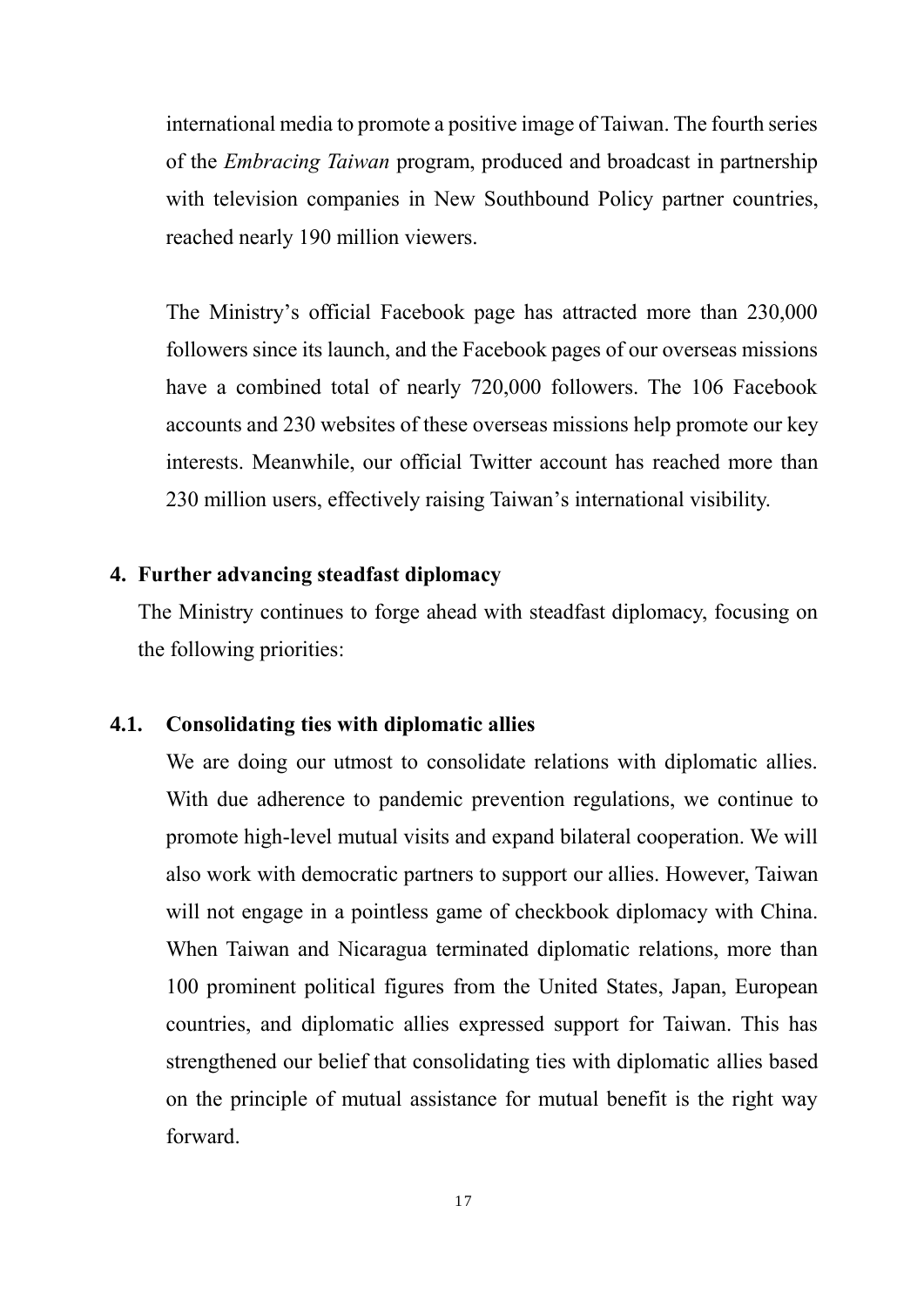international media to promote a positive image of Taiwan. The fourth series of the *Embracing Taiwan* program, produced and broadcast in partnership with television companies in New Southbound Policy partner countries, reached nearly 190 million viewers.

The Ministry's official Facebook page has attracted more than 230,000 followers since its launch, and the Facebook pages of our overseas missions have a combined total of nearly 720,000 followers. The 106 Facebook accounts and 230 websites of these overseas missions help promote our key interests. Meanwhile, our official Twitter account has reached more than 230 million users, effectively raising Taiwan's international visibility.

## 4. Further advancing steadfast diplomacy

The Ministry continues to forge ahead with steadfast diplomacy, focusing on the following priorities:

### 4.1. Consolidating ties with diplomatic allies

We are doing our utmost to consolidate relations with diplomatic allies. With due adherence to pandemic prevention regulations, we continue to promote high-level mutual visits and expand bilateral cooperation. We will also work with democratic partners to support our allies. However, Taiwan will not engage in a pointless game of checkbook diplomacy with China. When Taiwan and Nicaragua terminated diplomatic relations, more than 100 prominent political figures from the United States, Japan, European countries, and diplomatic allies expressed support for Taiwan. This has strengthened our belief that consolidating ties with diplomatic allies based on the principle of mutual assistance for mutual benefit is the right way forward.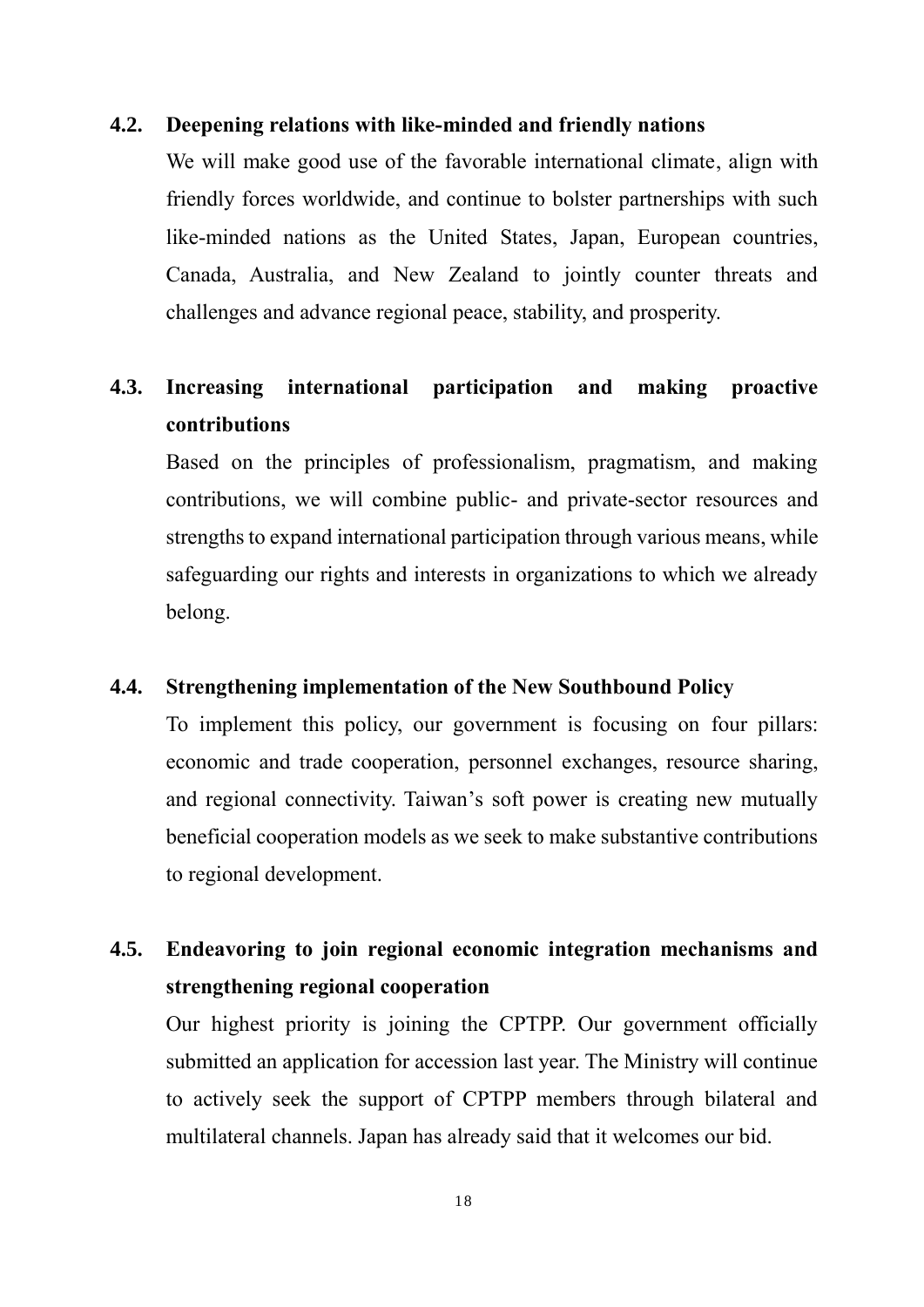### 4.2. Deepening relations with like-minded and friendly nations

We will make good use of the favorable international climate, align with friendly forces worldwide, and continue to bolster partnerships with such like-minded nations as the United States, Japan, European countries, Canada, Australia, and New Zealand to jointly counter threats and challenges and advance regional peace, stability, and prosperity.

### 4.3. Increasing international participation and making proactive contributions

Based on the principles of professionalism, pragmatism, and making contributions, we will combine public- and private-sector resources and strengths to expand international participation through various means, while safeguarding our rights and interests in organizations to which we already belong.

### 4.4. Strengthening implementation of the New Southbound Policy

To implement this policy, our government is focusing on four pillars: economic and trade cooperation, personnel exchanges, resource sharing, and regional connectivity. Taiwan's soft power is creating new mutually beneficial cooperation models as we seek to make substantive contributions to regional development.

### 4.5. Endeavoring to join regional economic integration mechanisms and strengthening regional cooperation

Our highest priority is joining the CPTPP. Our government officially submitted an application for accession last year. The Ministry will continue to actively seek the support of CPTPP members through bilateral and multilateral channels. Japan has already said that it welcomes our bid.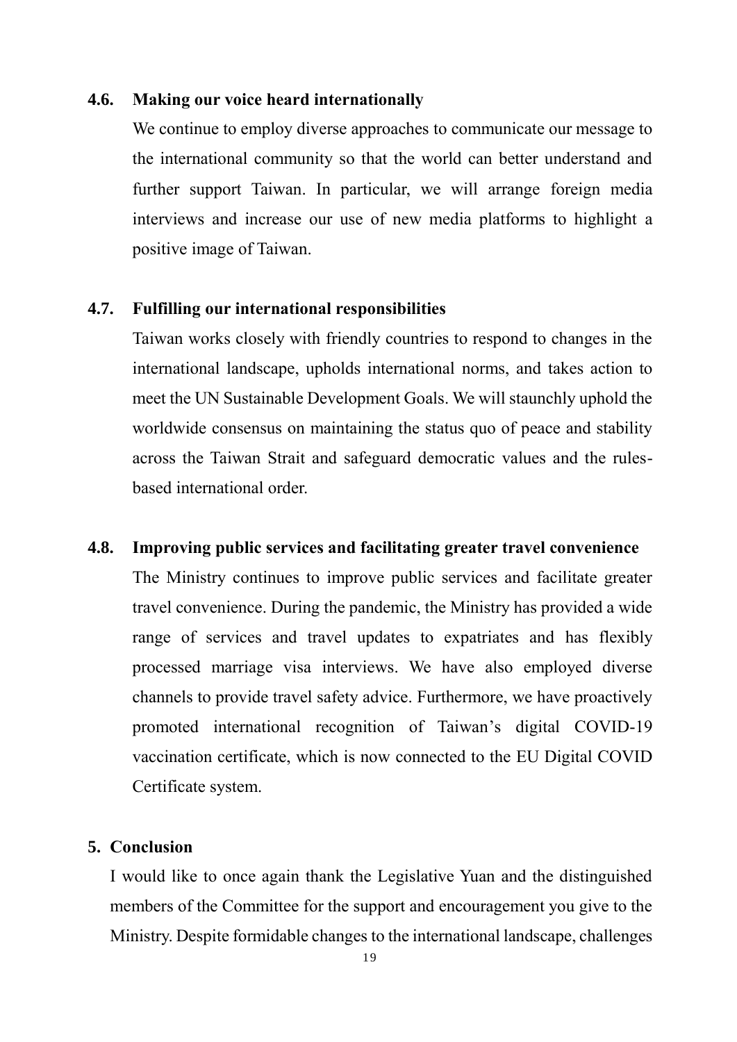### 4.6. Making our voice heard internationally

We continue to employ diverse approaches to communicate our message to the international community so that the world can better understand and further support Taiwan. In particular, we will arrange foreign media interviews and increase our use of new media platforms to highlight a positive image of Taiwan.

### 4.7. Fulfilling our international responsibilities

Taiwan works closely with friendly countries to respond to changes in the international landscape, upholds international norms, and takes action to meet the UN Sustainable Development Goals. We will staunchly uphold the worldwide consensus on maintaining the status quo of peace and stability across the Taiwan Strait and safeguard democratic values and the rules-based international order.

### 4.8. Improving public services and facilitating greater travel convenience

The Ministry continues to improve public services and facilitate greater travel convenience. During the pandemic, the Ministry has provided a wide range of services and travel updates to expatriates and has flexibly processed marriage visa interviews. We have also employed diverse channels to provide travel safety advice. Furthermore, we have proactively promoted international recognition of Taiwan's digital COVID-19 vaccination certificate, which is now connected to the EU Digital COVID Certificate system.

## 5. Conclusion

I would like to once again thank the Legislative Yuan and the distinguished members of the Committee for the support and encouragement you give to the Ministry. Despite formidable changes to the international landscape, challenges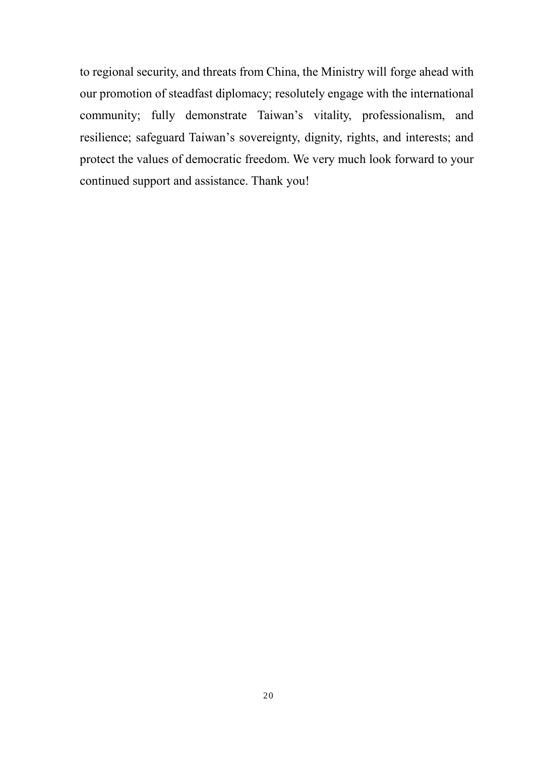to regional security, and threats from China, the Ministry will forge ahead with our promotion of steadfast diplomacy; resolutely engage with the international community; fully demonstrate Taiwan's vitality, professionalism, and resilience; safeguard Taiwan's sovereignty, dignity, rights, and interests; and protect the values of democratic freedom. We very much look forward to your continued support and assistance. Thank you!